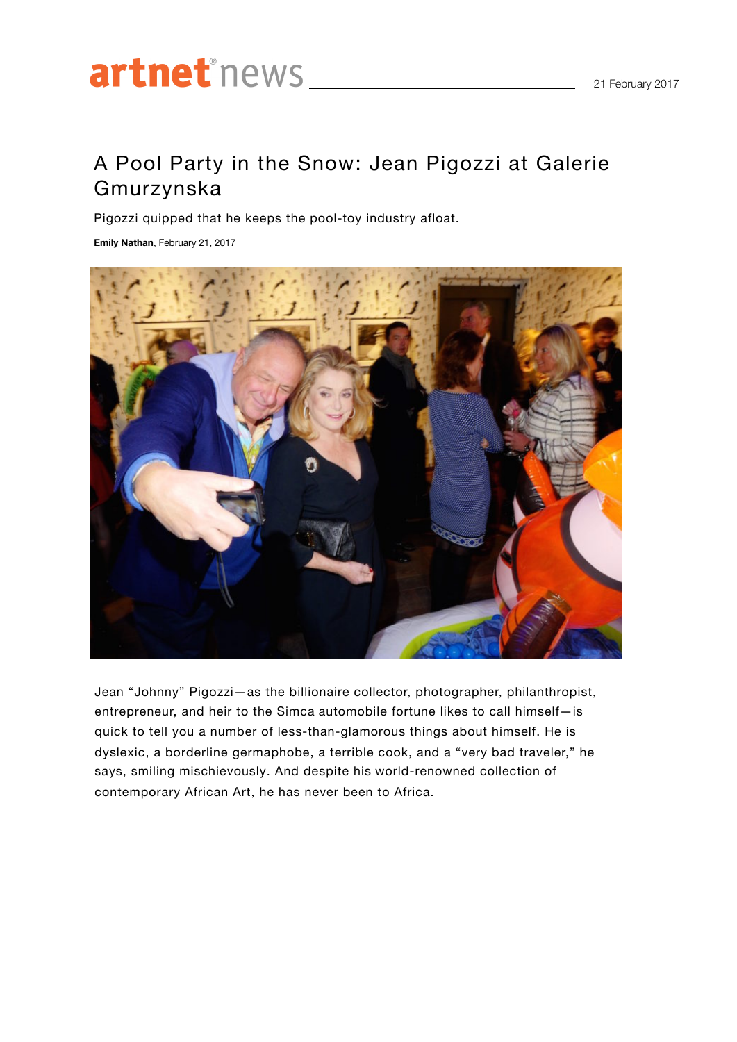# A Pool Party in the Snow: Jean Pigozzi at Galerie Gmurzynska

Pigozzi quipped that he keeps the pool-toy industry afloat.

**Emily Nathan**, February 21, 2017

Jean "Johnny" Pigozzi—as the billionaire collector, photographer, philanthropist, entrepreneur, and heir to the Simca automobile fortune likes to call himself—is quick to tell you a number of less-than-glamorous things about himself. He is dyslexic, a borderline germaphobe, a terrible cook, and a "very bad traveler," he says, smiling mischievously. And despite his world-renowned collection of contemporary African Art, he has never been to Africa.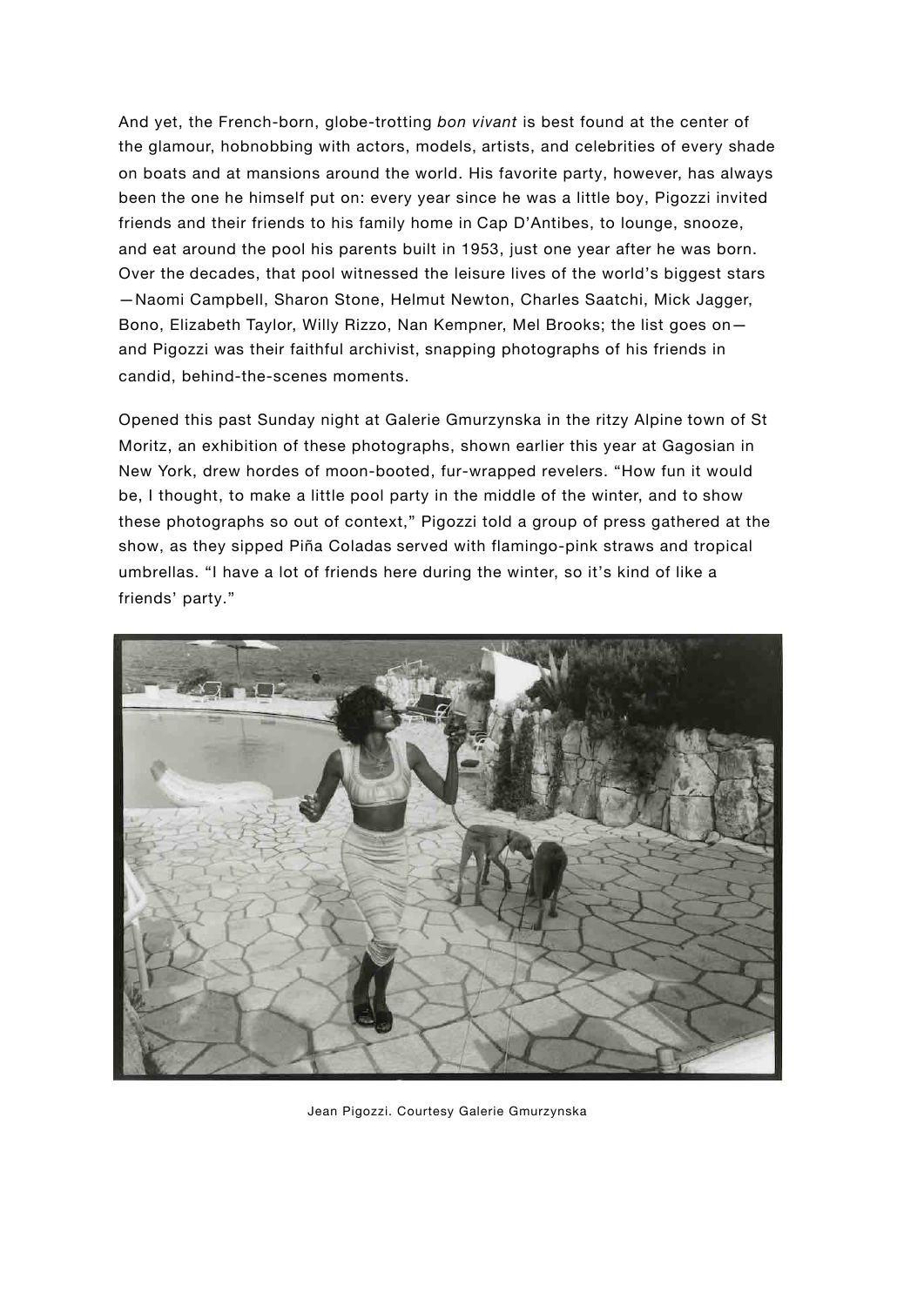And yet, the French-born, globe-trotting *bon vivant* is best found at the center of the glamour, hobnobbing with actors, models, artists, and celebrities of every shade on boats and at mansions around the world. His favorite party, however, has always been the one he himself put on: every year since he was a little boy, Pigozzi invited friends and their friends to his family home in Cap D'Antibes, to lounge, snooze, and eat around the pool his parents built in 1953, just one year after he was born. Over the decades, that pool witnessed the leisure lives of the world's biggest stars —Naomi Campbell, Sharon Stone, Helmut Newton, Charles Saatchi, Mick Jagger, Bono, Elizabeth Taylor, Willy Rizzo, Nan Kempner, Mel Brooks; the list goes on— and Pigozzi was their faithful archivist, snapping photographs of his friends in candid, behind-the-scenes moments.

Opened this past Sunday night at Galerie Gmurzynska in the ritzy Alpine town of St Moritz, an exhibition of these photographs, shown earlier this year at Gagosian in New York, drew hordes of moon-booted, fur-wrapped revelers. "How fun it would be, I thought, to make a little pool party in the middle of the winter, and to show these photographs so out of context," Pigozzi told a group of press gathered at the show, as they sipped Piña Coladas served with flamingo-pink straws and tropical umbrellas. "I have a lot of friends here during the winter, so it's kind of like a friends' party."

Jean Pigozzi. Courtesy Galerie Gmurzynska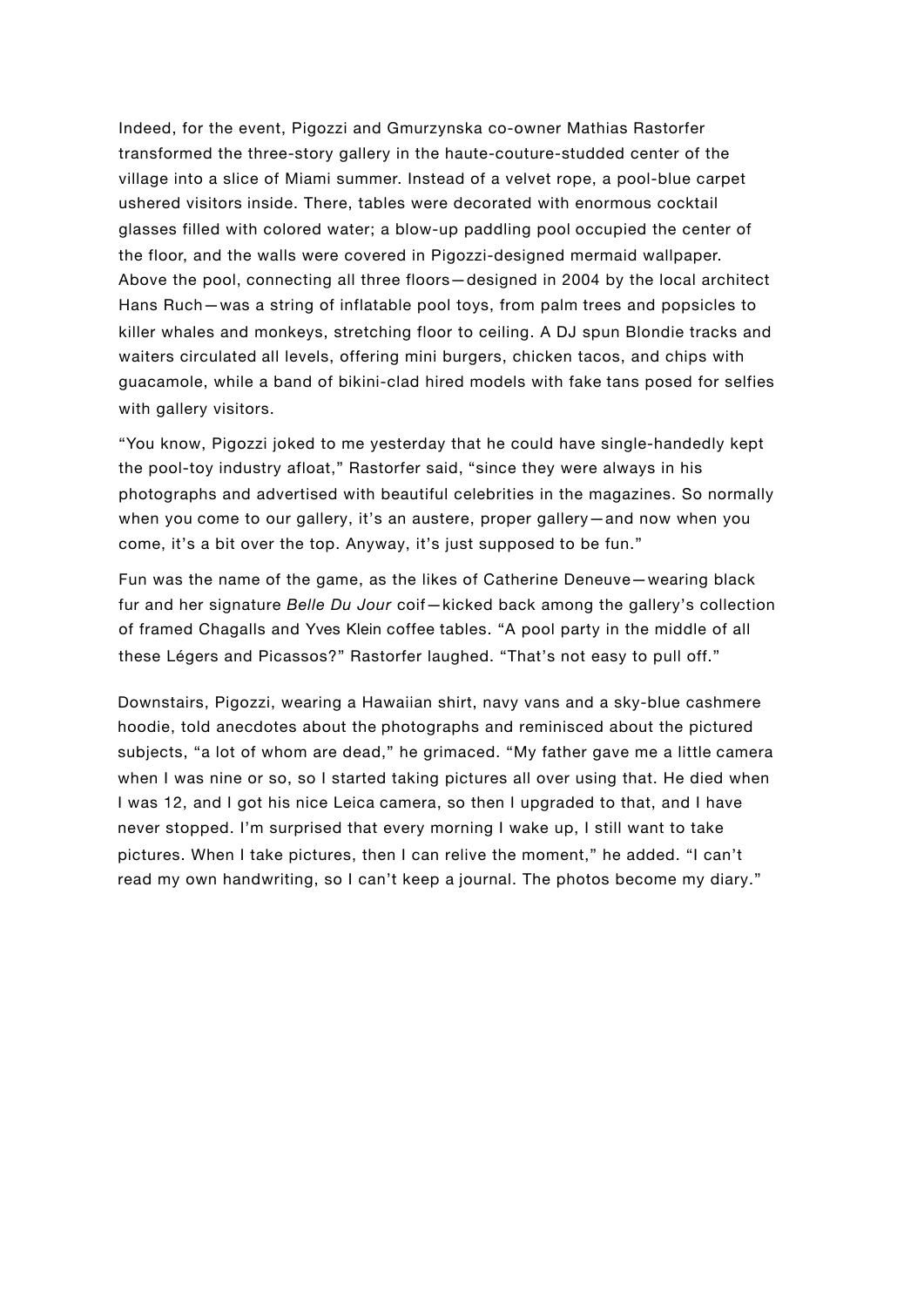Indeed, for the event, Pigozzi and Gmurzynska co-owner Mathias Rastorfer transformed the three-story gallery in the haute-couture-studded center of the village into a slice of Miami summer. Instead of a velvet rope, a pool-blue carpet ushered visitors inside. There, tables were decorated with enormous cocktail glasses filled with colored water; a blow-up paddling pool occupied the center of the floor, and the walls were covered in Pigozzi-designed mermaid wallpaper. Above the pool, connecting all three floors—designed in 2004 by the local architect Hans Ruch—was a string of inflatable pool toys, from palm trees and popsicles to killer whales and monkeys, stretching floor to ceiling. A DJ spun Blondie tracks and waiters circulated all levels, offering mini burgers, chicken tacos, and chips with guacamole, while a band of bikini-clad hired models with fake tans posed for selfies with gallery visitors.

"You know, Pigozzi joked to me yesterday that he could have single-handedly kept the pool-toy industry afloat," Rastorfer said, "since they were always in his photographs and advertised with beautiful celebrities in the magazines. So normally when you come to our gallery, it's an austere, proper gallery—and now when you come, it's a bit over the top. Anyway, it's just supposed to be fun."

Fun was the name of the game, as the likes of Catherine Deneuve—wearing black fur and her signature *Belle Du Jour* coif—kicked back among the gallery's collection of framed Chagalls and Yves Klein coffee tables. "A pool party in the middle of all these Légers and Picassos?" Rastorfer laughed. "That's not easy to pull off."

Downstairs, Pigozzi, wearing a Hawaiian shirt, navy vans and a sky-blue cashmere hoodie, told anecdotes about the photographs and reminisced about the pictured subjects, "a lot of whom are dead," he grimaced. "My father gave me a little camera when I was nine or so, so I started taking pictures all over using that. He died when I was 12, and I got his nice Leica camera, so then I upgraded to that, and I have never stopped. I'm surprised that every morning I wake up, I still want to take pictures. When I take pictures, then I can relive the moment," he added. "I can't read my own handwriting, so I can't keep a journal. The photos become my diary."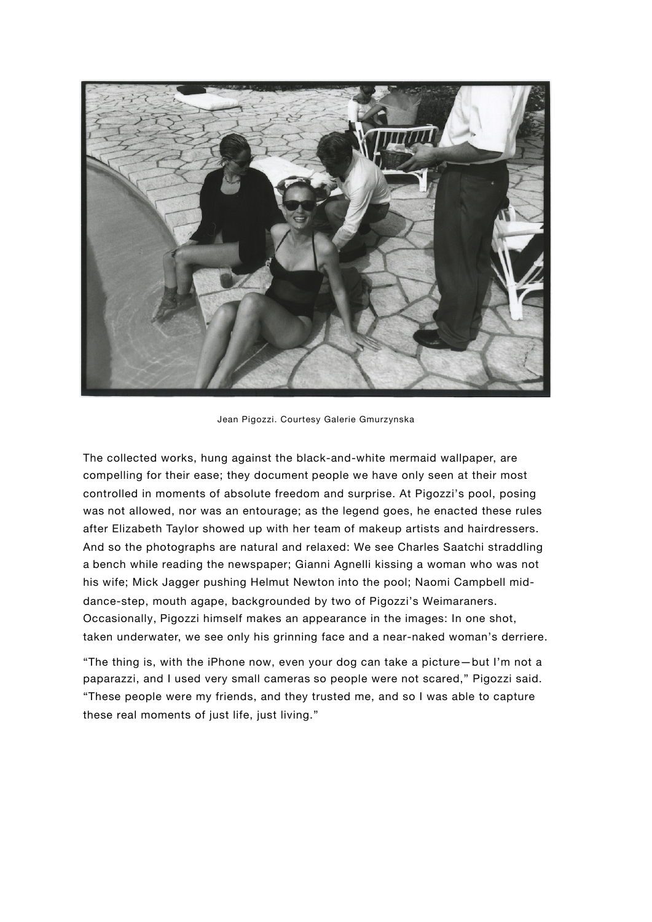Jean Pigozzi. Courtesy Galerie Gmurzynska

The collected works, hung against the black-and-white mermaid wallpaper, are compelling for their ease; they document people we have only seen at their most controlled in moments of absolute freedom and surprise. At Pigozzi's pool, posing was not allowed, nor was an entourage; as the legend goes, he enacted these rules after Elizabeth Taylor showed up with her team of makeup artists and hairdressers. And so the photographs are natural and relaxed: We see Charles Saatchi straddling a bench while reading the newspaper; Gianni Agnelli kissing a woman who was not his wife; Mick Jagger pushing Helmut Newton into the pool; Naomi Campbell mid-dance-step, mouth agape, backgrounded by two of Pigozzi's Weimaraners. Occasionally, Pigozzi himself makes an appearance in the images: In one shot, taken underwater, we see only his grinning face and a near-naked woman's derriere.

"The thing is, with the iPhone now, even your dog can take a picture—but I'm not a paparazzi, and I used very small cameras so people were not scared," Pigozzi said. "These people were my friends, and they trusted me, and so I was able to capture these real moments of just life, just living."